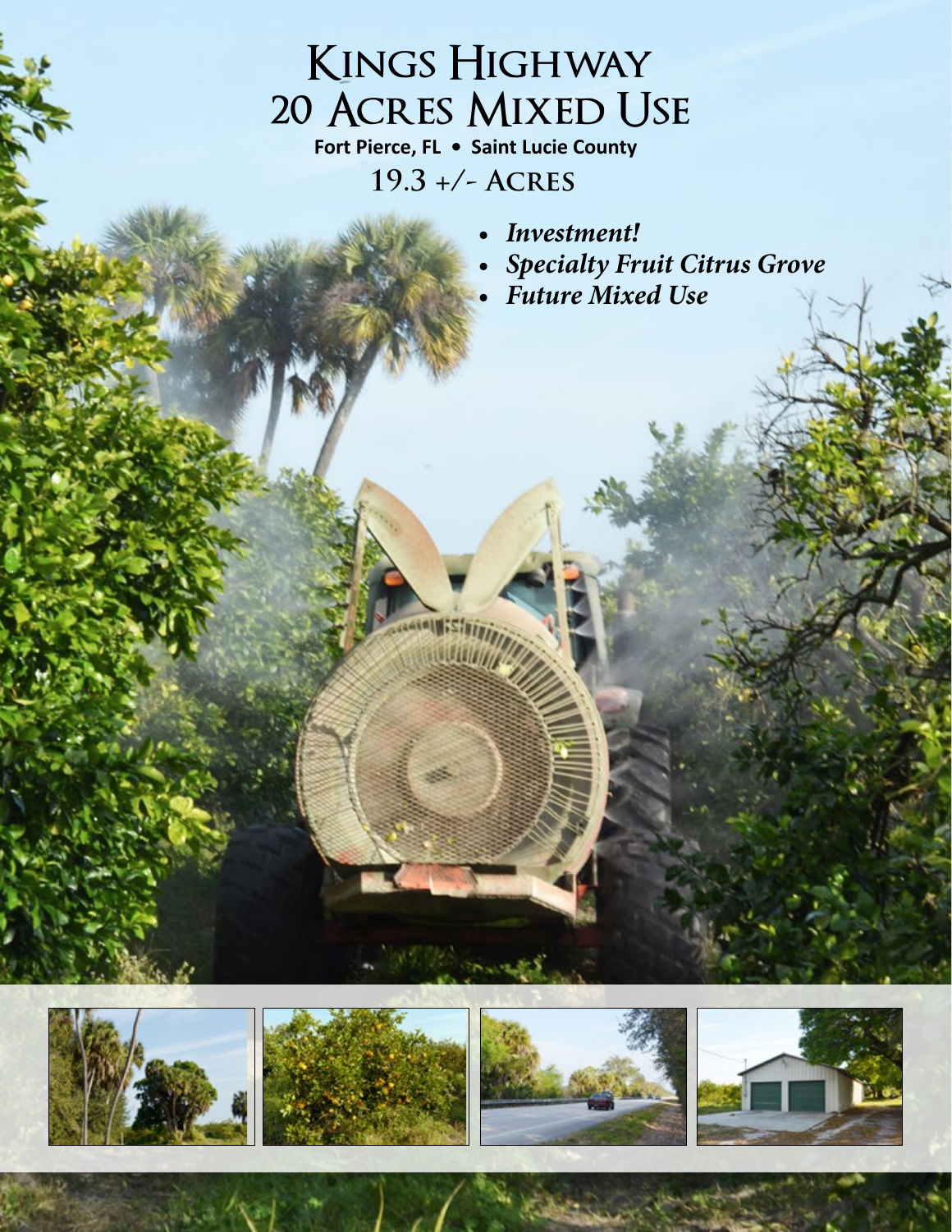# Kings Highway 20 Acres Mixed Use

**Fort Pierce, FL • Saint Lucie County**

## 19.3 +/- Acres

- ***Investment!***
- ***Specialty Fruit Citrus Grove***
- ***Future Mixed Use***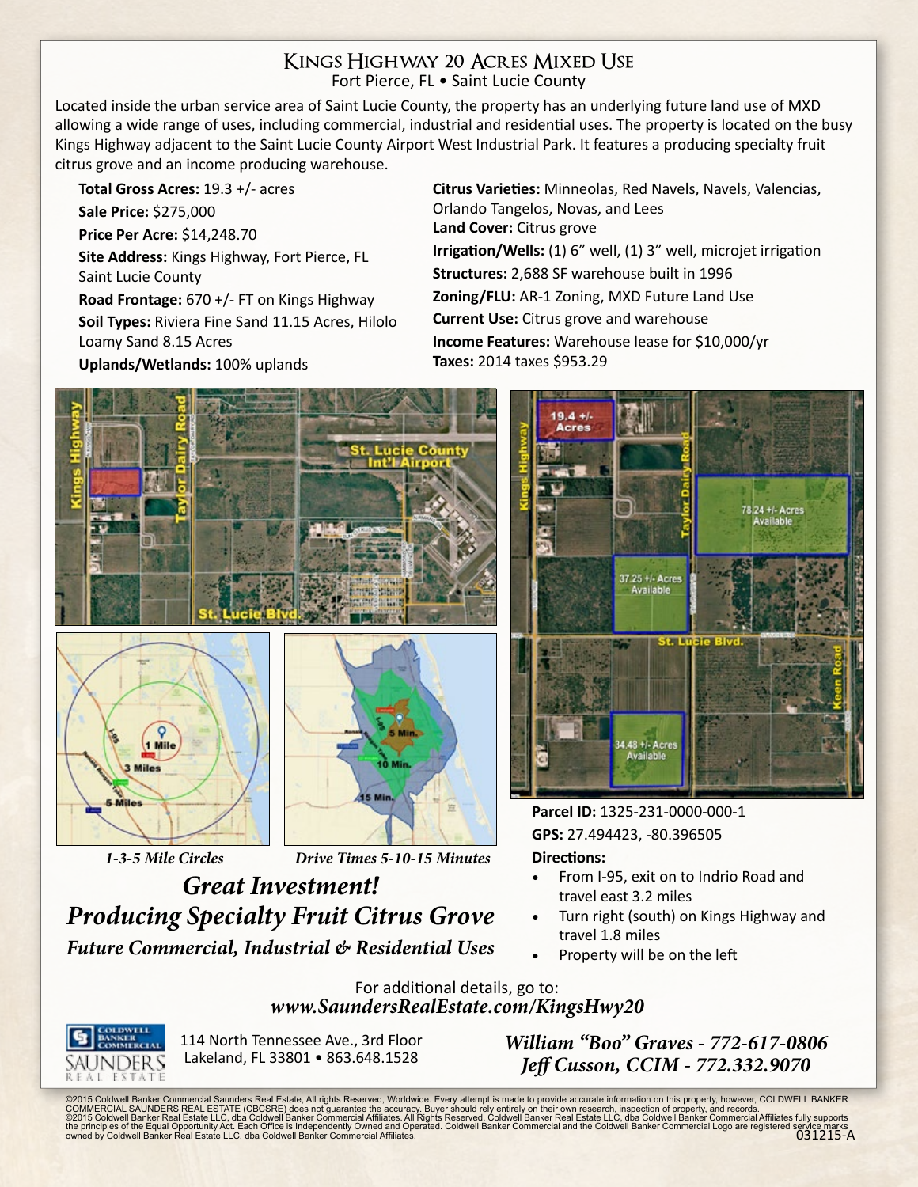# Kings Highway 20 Acres Mixed Use

Fort Pierce, FL • Saint Lucie County

Located inside the urban service area of Saint Lucie County, the property has an underlying future land use of MXD allowing a wide range of uses, including commercial, industrial and residential uses. The property is located on the busy Kings Highway adjacent to the Saint Lucie County Airport West Industrial Park. It features a producing specialty fruit citrus grove and an income producing warehouse.

**Total Gross Acres:** 19.3 +/- acres

**Sale Price:** $275,000

**Price Per Acre:** $14,248.70

**Site Address:** Kings Highway, Fort Pierce, FL Saint Lucie County

**Road Frontage:** 670 +/- FT on Kings Highway

**Soil Types:** Riviera Fine Sand 11.15 Acres, Hilolo Loamy Sand 8.15 Acres

**Uplands/Wetlands:** 100% uplands

**Citrus Varieties:** Minneolas, Red Navels, Navels, Valencias, Orlando Tangelos, Novas, and Lees

**Land Cover:** Citrus grove

**Irrigation/Wells:** (1) 6" well, (1) 3" well, microjet irrigation

**Structures:** 2,688 SF warehouse built in 1996

**Zoning/FLU:** AR-1 Zoning, MXD Future Land Use

**Current Use:** Citrus grove and warehouse

**Income Features:** Warehouse lease for $10,000/yr

**Taxes:** 2014 taxes $953.29

Kings Highway
Taylor Dairy Road
St. Lucie County Int'l Airport
St. Lucie Blvd.

1 Mile
3 Miles
5 Miles
I-95

*1-3-5 Mile Circles*

5 Min.
10 Min.
15 Min.

*Drive Times 5-10-15 Minutes*

19.4 +/- Acres
78.24 +/- Acres Available
37.25 +/- Acres Available
34.48 +/- Acres Available
Keen Road

***Great Investment!***

***Producing Specialty Fruit Citrus Grove***

***Future Commercial, Industrial & Residential Uses***

**Parcel ID:** 1325-231-0000-000-1

**GPS:** 27.494423, -80.396505

**Directions:**

- From I-95, exit on to Indrio Road and travel east 3.2 miles
- Turn right (south) on Kings Highway and travel 1.8 miles
- Property will be on the left

For additional details, go to:
***www.SaundersRealEstate.com/KingsHwy20***

Coldwell Banker Commercial
SAUNDERS REAL ESTATE

114 North Tennessee Ave., 3rd Floor
Lakeland, FL 33801 • 863.648.1528

*William "Boo" Graves - 772-617-0806*
*Jeff Cusson, CCIM - 772.332.9070*

©2015 Coldwell Banker Commercial Saunders Real Estate, All rights Reserved, Worldwide. Every attempt is made to provide accurate information on this property, however, COLDWELL BANKER COMMERCIAL SAUNDERS REAL ESTATE (CBCSRE) does not guarantee the accuracy. Buyer should rely entirely on their own research, inspection of property, and records. ©2015 Coldwell Banker Real Estate LLC, dba Coldwell Banker Commercial Affiliates. All Rights Reserved. Coldwell Banker Real Estate LLC, dba Coldwell Banker Commercial Affiliates fully supports the principles of the Equal Opportunity Act. Each Office is Independently Owned and Operated. Coldwell Banker Commercial and the Coldwell Banker Commercial Logo are registered service marks owned by Coldwell Banker Real Estate LLC, dba Coldwell Banker Commercial Affiliates.

031215-A